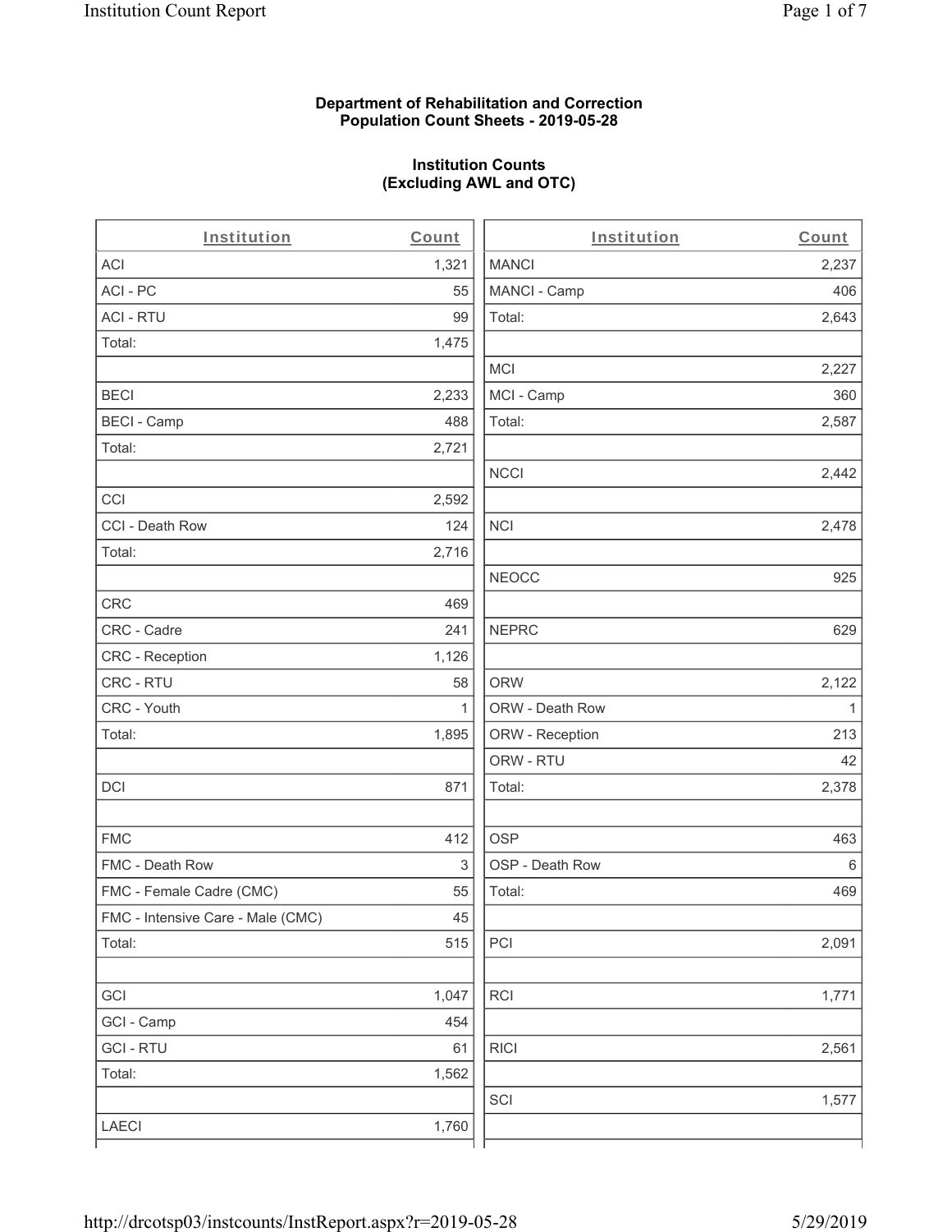**Department of Rehabilitation and Correction**
**Population Count Sheets - 2019-05-28**

**Institution Counts**
**(Excluding AWL and OTC)**

| Institution | Count |
|---|---|
| ACI | 1,321 |
| ACI - PC | 55 |
| ACI - RTU | 99 |
| Total: | 1,475 |
| | |
| BECI | 2,233 |
| BECI - Camp | 488 |
| Total: | 2,721 |
| | |
| CCI | 2,592 |
| CCI - Death Row | 124 |
| Total: | 2,716 |
| | |
| CRC | 469 |
| CRC - Cadre | 241 |
| CRC - Reception | 1,126 |
| CRC - RTU | 58 |
| CRC - Youth | 1 |
| Total: | 1,895 |
| | |
| DCI | 871 |
| | |
| FMC | 412 |
| FMC - Death Row | 3 |
| FMC - Female Cadre (CMC) | 55 |
| FMC - Intensive Care - Male (CMC) | 45 |
| Total: | 515 |
| | |
| GCI | 1,047 |
| GCI - Camp | 454 |
| GCI - RTU | 61 |
| Total: | 1,562 |
| | |
| LAECI | 1,760 |

| Institution | Count |
|---|---|
| MANCI | 2,237 |
| MANCI - Camp | 406 |
| Total: | 2,643 |
| | |
| MCI | 2,227 |
| MCI - Camp | 360 |
| Total: | 2,587 |
| | |
| NCCI | 2,442 |
| | |
| NCI | 2,478 |
| | |
| NEOCC | 925 |
| | |
| NEPRC | 629 |
| | |
| ORW | 2,122 |
| ORW - Death Row | 1 |
| ORW - Reception | 213 |
| ORW - RTU | 42 |
| Total: | 2,378 |
| | |
| OSP | 463 |
| OSP - Death Row | 6 |
| Total: | 469 |
| | |
| PCI | 2,091 |
| | |
| RCI | 1,771 |
| | |
| RICI | 2,561 |
| | |
| SCI | 1,577 |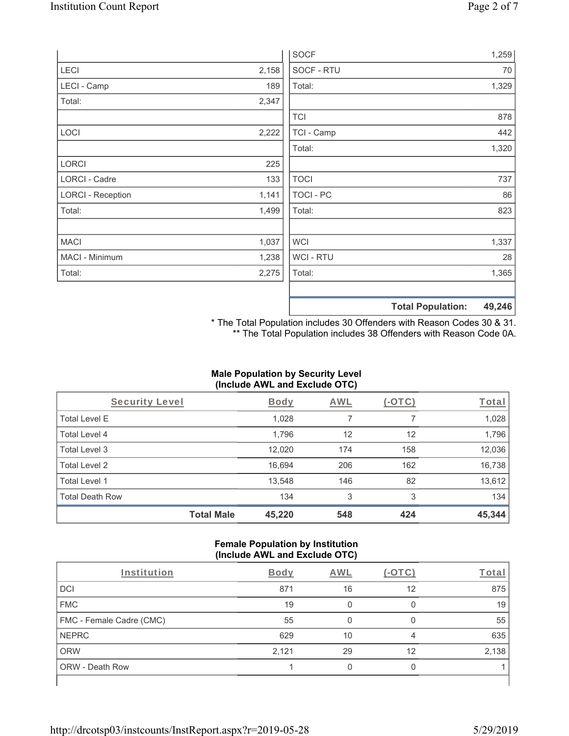| | |
|---|---|
| LECI | 2,158 |
| LECI - Camp | 189 |
| Total: | 2,347 |
| | |
| LOCI | 2,222 |
| | |
| LORCI | 225 |
| LORCI - Cadre | 133 |
| LORCI - Reception | 1,141 |
| Total: | 1,499 |
| | |
| MACI | 1,037 |
| MACI - Minimum | 1,238 |
| Total: | 2,275 |

| | |
|---|---|
| SOCF | 1,259 |
| SOCF - RTU | 70 |
| Total: | 1,329 |
| | |
| TCI | 878 |
| TCI - Camp | 442 |
| Total: | 1,320 |
| | |
| TOCI | 737 |
| TOCI - PC | 86 |
| Total: | 823 |
| | |
| WCI | 1,337 |
| WCI - RTU | 28 |
| Total: | 1,365 |
| | |
| **Total Population:** | **49,246** |

\* The Total Population includes 30 Offenders with Reason Codes 30 & 31.
\*\* The Total Population includes 38 Offenders with Reason Code 0A.

**Male Population by Security Level (Include AWL and Exclude OTC)**

| Security Level | Body | AWL | (-OTC) | Total |
|---|---|---|---|---|
| Total Level E | 1,028 | 7 | 7 | 1,028 |
| Total Level 4 | 1,796 | 12 | 12 | 1,796 |
| Total Level 3 | 12,020 | 174 | 158 | 12,036 |
| Total Level 2 | 16,694 | 206 | 162 | 16,738 |
| Total Level 1 | 13,548 | 146 | 82 | 13,612 |
| Total Death Row | 134 | 3 | 3 | 134 |
| **Total Male** | **45,220** | **548** | **424** | **45,344** |

**Female Population by Institution (Include AWL and Exclude OTC)**

| Institution | Body | AWL | (-OTC) | Total |
|---|---|---|---|---|
| DCI | 871 | 16 | 12 | 875 |
| FMC | 19 | 0 | 0 | 19 |
| FMC - Female Cadre (CMC) | 55 | 0 | 0 | 55 |
| NEPRC | 629 | 10 | 4 | 635 |
| ORW | 2,121 | 29 | 12 | 2,138 |
| ORW - Death Row | 1 | 0 | 0 | 1 |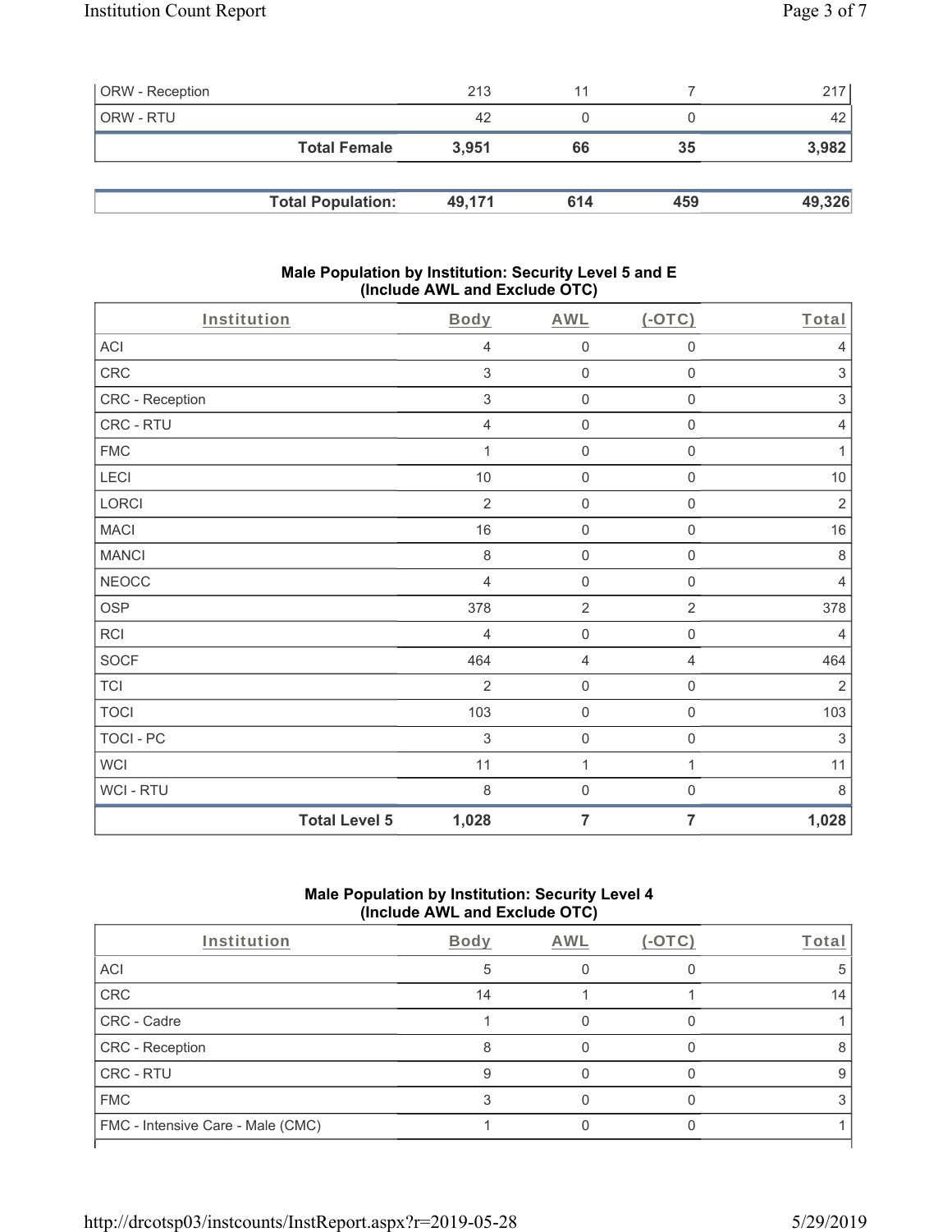| | | | | |
|---|---|---|---|---|
| ORW - Reception | 213 | 11 | 7 | 217 |
| ORW - RTU | 42 | 0 | 0 | 42 |
| **Total Female** | **3,951** | **66** | **35** | **3,982** |

| | | | | |
|---|---|---|---|---|
| **Total Population:** | **49,171** | **614** | **459** | **49,326** |

### Male Population by Institution: Security Level 5 and E (Include AWL and Exclude OTC)

| Institution | Body | AWL | (-OTC) | Total |
|---|---|---|---|---|
| ACI | 4 | 0 | 0 | 4 |
| CRC | 3 | 0 | 0 | 3 |
| CRC - Reception | 3 | 0 | 0 | 3 |
| CRC - RTU | 4 | 0 | 0 | 4 |
| FMC | 1 | 0 | 0 | 1 |
| LECI | 10 | 0 | 0 | 10 |
| LORCI | 2 | 0 | 0 | 2 |
| MACI | 16 | 0 | 0 | 16 |
| MANCI | 8 | 0 | 0 | 8 |
| NEOCC | 4 | 0 | 0 | 4 |
| OSP | 378 | 2 | 2 | 378 |
| RCI | 4 | 0 | 0 | 4 |
| SOCF | 464 | 4 | 4 | 464 |
| TCI | 2 | 0 | 0 | 2 |
| TOCI | 103 | 0 | 0 | 103 |
| TOCI - PC | 3 | 0 | 0 | 3 |
| WCI | 11 | 1 | 1 | 11 |
| WCI - RTU | 8 | 0 | 0 | 8 |
| **Total Level 5** | **1,028** | **7** | **7** | **1,028** |

### Male Population by Institution: Security Level 4 (Include AWL and Exclude OTC)

| Institution | Body | AWL | (-OTC) | Total |
|---|---|---|---|---|
| ACI | 5 | 0 | 0 | 5 |
| CRC | 14 | 1 | 1 | 14 |
| CRC - Cadre | 1 | 0 | 0 | 1 |
| CRC - Reception | 8 | 0 | 0 | 8 |
| CRC - RTU | 9 | 0 | 0 | 9 |
| FMC | 3 | 0 | 0 | 3 |
| FMC - Intensive Care - Male (CMC) | 1 | 0 | 0 | 1 |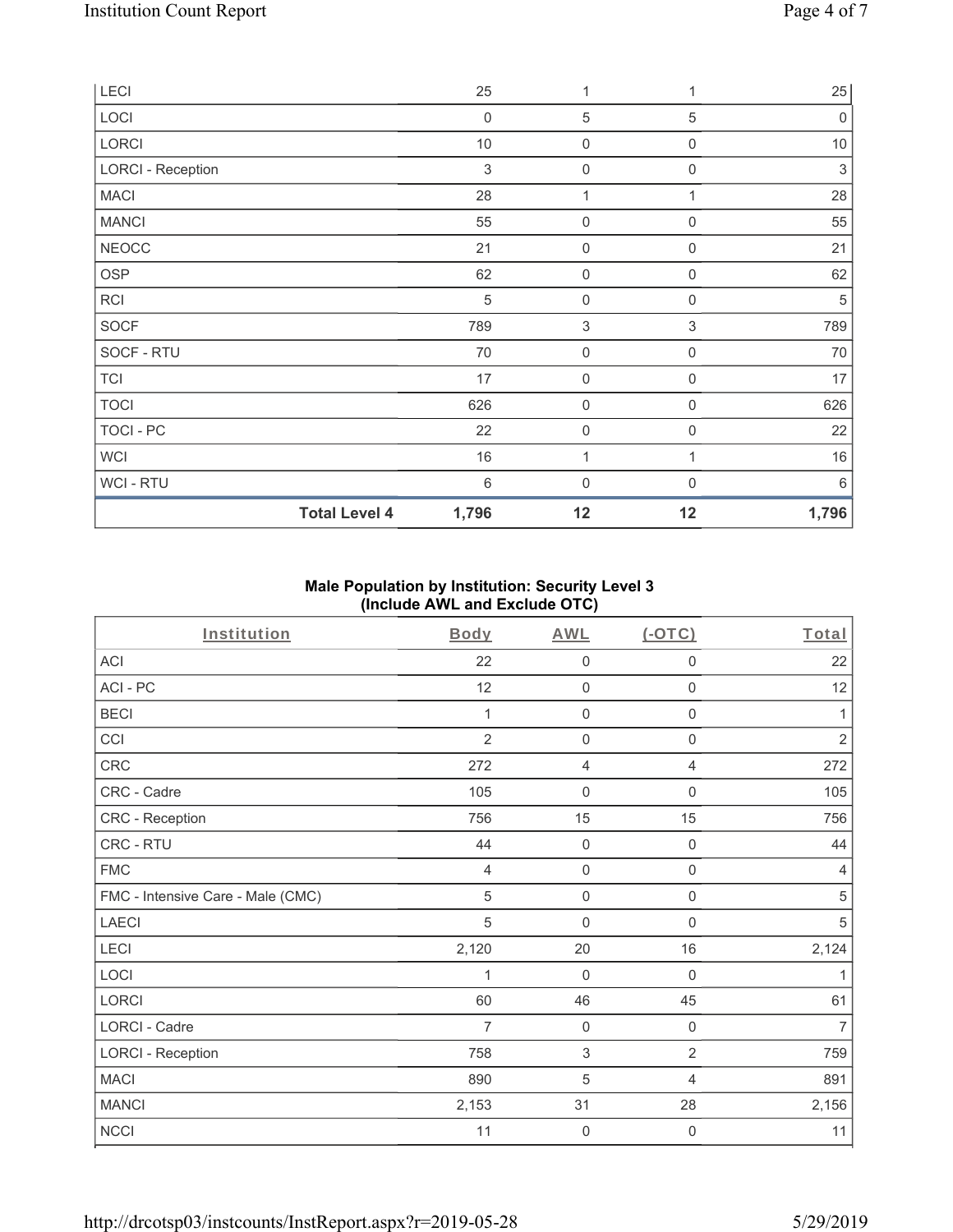| | | | | |
|---|---|---|---|---|
| LECI | 25 | 1 | 1 | 25 |
| LOCI | 0 | 5 | 5 | 0 |
| LORCI | 10 | 0 | 0 | 10 |
| LORCI - Reception | 3 | 0 | 0 | 3 |
| MACI | 28 | 1 | 1 | 28 |
| MANCI | 55 | 0 | 0 | 55 |
| NEOCC | 21 | 0 | 0 | 21 |
| OSP | 62 | 0 | 0 | 62 |
| RCI | 5 | 0 | 0 | 5 |
| SOCF | 789 | 3 | 3 | 789 |
| SOCF - RTU | 70 | 0 | 0 | 70 |
| TCI | 17 | 0 | 0 | 17 |
| TOCI | 626 | 0 | 0 | 626 |
| TOCI - PC | 22 | 0 | 0 | 22 |
| WCI | 16 | 1 | 1 | 16 |
| WCI - RTU | 6 | 0 | 0 | 6 |
| **Total Level 4** | **1,796** | **12** | **12** | **1,796** |

## Male Population by Institution: Security Level 3 (Include AWL and Exclude OTC)

| Institution | Body | AWL | (-OTC) | Total |
|---|---|---|---|---|
| ACI | 22 | 0 | 0 | 22 |
| ACI - PC | 12 | 0 | 0 | 12 |
| BECI | 1 | 0 | 0 | 1 |
| CCI | 2 | 0 | 0 | 2 |
| CRC | 272 | 4 | 4 | 272 |
| CRC - Cadre | 105 | 0 | 0 | 105 |
| CRC - Reception | 756 | 15 | 15 | 756 |
| CRC - RTU | 44 | 0 | 0 | 44 |
| FMC | 4 | 0 | 0 | 4 |
| FMC - Intensive Care - Male (CMC) | 5 | 0 | 0 | 5 |
| LAECI | 5 | 0 | 0 | 5 |
| LECI | 2,120 | 20 | 16 | 2,124 |
| LOCI | 1 | 0 | 0 | 1 |
| LORCI | 60 | 46 | 45 | 61 |
| LORCI - Cadre | 7 | 0 | 0 | 7 |
| LORCI - Reception | 758 | 3 | 2 | 759 |
| MACI | 890 | 5 | 4 | 891 |
| MANCI | 2,153 | 31 | 28 | 2,156 |
| NCCI | 11 | 0 | 0 | 11 |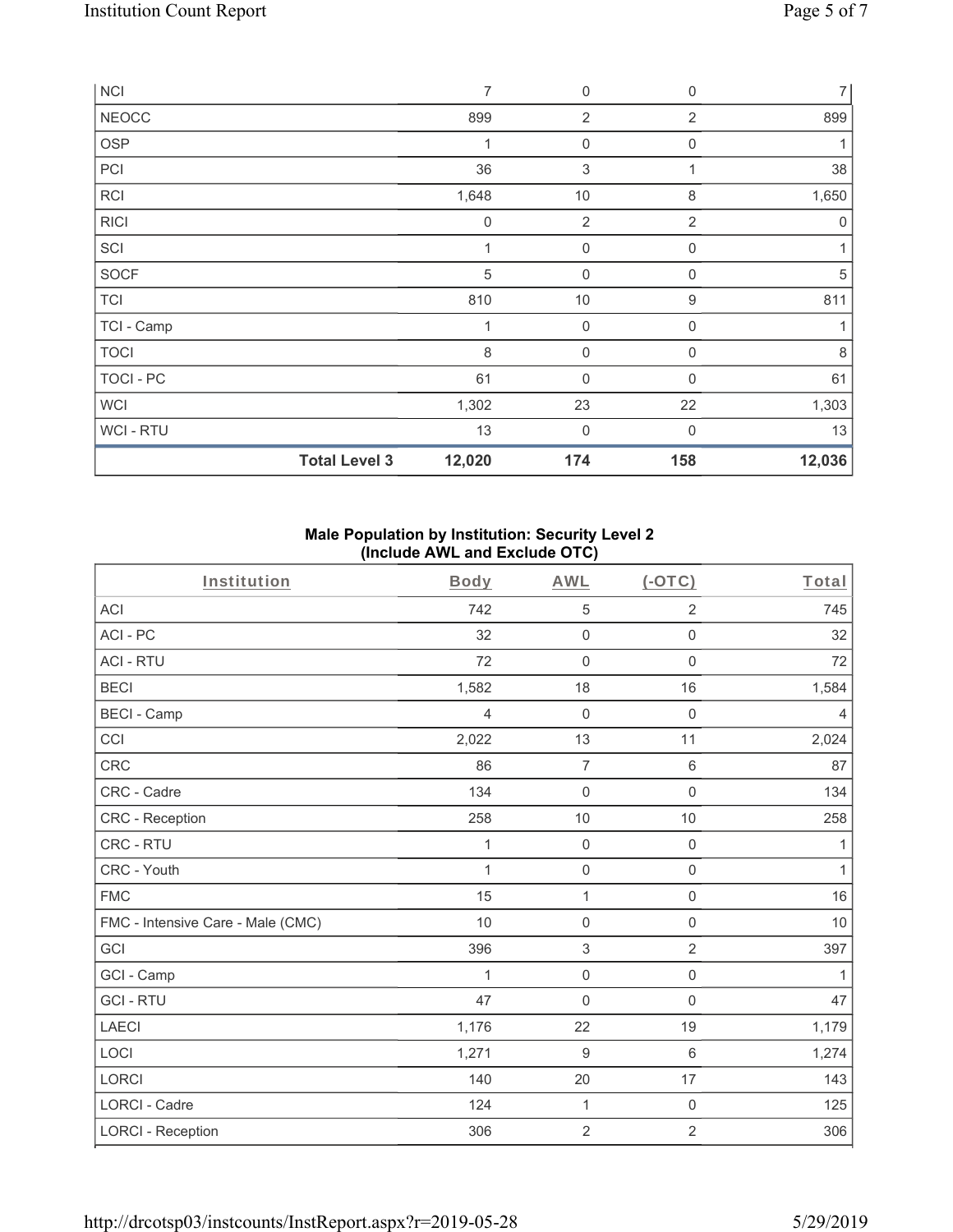| NCI | | 7 | 0 | 0 | 7 |
|---|---|---|---|---|---|
| NEOCC | | 899 | 2 | 2 | 899 |
| OSP | | 1 | 0 | 0 | 1 |
| PCI | | 36 | 3 | 1 | 38 |
| RCI | | 1,648 | 10 | 8 | 1,650 |
| RICI | | 0 | 2 | 2 | 0 |
| SCI | | 1 | 0 | 0 | 1 |
| SOCF | | 5 | 0 | 0 | 5 |
| TCI | | 810 | 10 | 9 | 811 |
| TCI - Camp | | 1 | 0 | 0 | 1 |
| TOCI | | 8 | 0 | 0 | 8 |
| TOCI - PC | | 61 | 0 | 0 | 61 |
| WCI | | 1,302 | 23 | 22 | 1,303 |
| WCI - RTU | | 13 | 0 | 0 | 13 |
| | **Total Level 3** | **12,020** | **174** | **158** | **12,036** |

**Male Population by Institution: Security Level 2 (Include AWL and Exclude OTC)**

| Institution | Body | AWL | (-OTC) | Total |
|---|---|---|---|---|
| ACI | 742 | 5 | 2 | 745 |
| ACI - PC | 32 | 0 | 0 | 32 |
| ACI - RTU | 72 | 0 | 0 | 72 |
| BECI | 1,582 | 18 | 16 | 1,584 |
| BECI - Camp | 4 | 0 | 0 | 4 |
| CCI | 2,022 | 13 | 11 | 2,024 |
| CRC | 86 | 7 | 6 | 87 |
| CRC - Cadre | 134 | 0 | 0 | 134 |
| CRC - Reception | 258 | 10 | 10 | 258 |
| CRC - RTU | 1 | 0 | 0 | 1 |
| CRC - Youth | 1 | 0 | 0 | 1 |
| FMC | 15 | 1 | 0 | 16 |
| FMC - Intensive Care - Male (CMC) | 10 | 0 | 0 | 10 |
| GCI | 396 | 3 | 2 | 397 |
| GCI - Camp | 1 | 0 | 0 | 1 |
| GCI - RTU | 47 | 0 | 0 | 47 |
| LAECI | 1,176 | 22 | 19 | 1,179 |
| LOCI | 1,271 | 9 | 6 | 1,274 |
| LORCI | 140 | 20 | 17 | 143 |
| LORCI - Cadre | 124 | 1 | 0 | 125 |
| LORCI - Reception | 306 | 2 | 2 | 306 |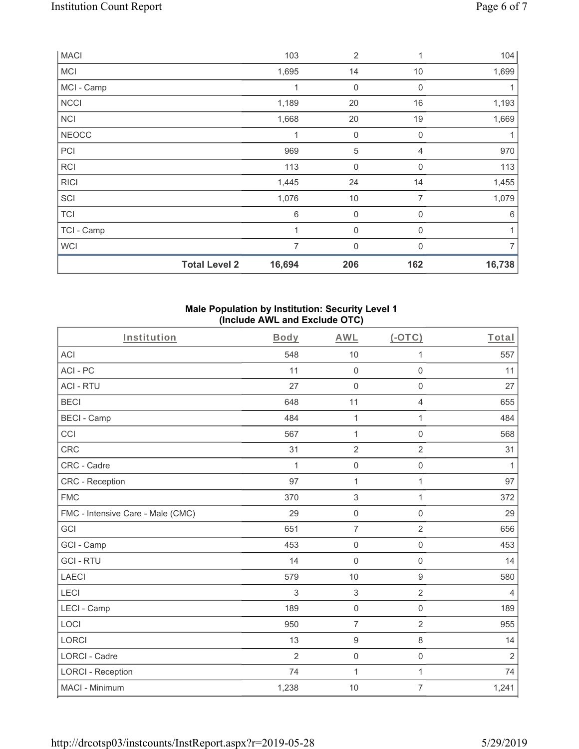| MACI | | 103 | 2 | 1 | 104 |
|---|---|---|---|---|---|
| MCI | | 1,695 | 14 | 10 | 1,699 |
| MCI - Camp | | 1 | 0 | 0 | 1 |
| NCCI | | 1,189 | 20 | 16 | 1,193 |
| NCI | | 1,668 | 20 | 19 | 1,669 |
| NEOCC | | 1 | 0 | 0 | 1 |
| PCI | | 969 | 5 | 4 | 970 |
| RCI | | 113 | 0 | 0 | 113 |
| RICI | | 1,445 | 24 | 14 | 1,455 |
| SCI | | 1,076 | 10 | 7 | 1,079 |
| TCI | | 6 | 0 | 0 | 6 |
| TCI - Camp | | 1 | 0 | 0 | 1 |
| WCI | | 7 | 0 | 0 | 7 |
| | **Total Level 2** | **16,694** | **206** | **162** | **16,738** |

**Male Population by Institution: Security Level 1**
**(Include AWL and Exclude OTC)**

| Institution | Body | AWL | (-OTC) | Total |
|---|---|---|---|---|
| ACI | 548 | 10 | 1 | 557 |
| ACI - PC | 11 | 0 | 0 | 11 |
| ACI - RTU | 27 | 0 | 0 | 27 |
| BECI | 648 | 11 | 4 | 655 |
| BECI - Camp | 484 | 1 | 1 | 484 |
| CCI | 567 | 1 | 0 | 568 |
| CRC | 31 | 2 | 2 | 31 |
| CRC - Cadre | 1 | 0 | 0 | 1 |
| CRC - Reception | 97 | 1 | 1 | 97 |
| FMC | 370 | 3 | 1 | 372 |
| FMC - Intensive Care - Male (CMC) | 29 | 0 | 0 | 29 |
| GCI | 651 | 7 | 2 | 656 |
| GCI - Camp | 453 | 0 | 0 | 453 |
| GCI - RTU | 14 | 0 | 0 | 14 |
| LAECI | 579 | 10 | 9 | 580 |
| LECI | 3 | 3 | 2 | 4 |
| LECI - Camp | 189 | 0 | 0 | 189 |
| LOCI | 950 | 7 | 2 | 955 |
| LORCI | 13 | 9 | 8 | 14 |
| LORCI - Cadre | 2 | 0 | 0 | 2 |
| LORCI - Reception | 74 | 1 | 1 | 74 |
| MACI - Minimum | 1,238 | 10 | 7 | 1,241 |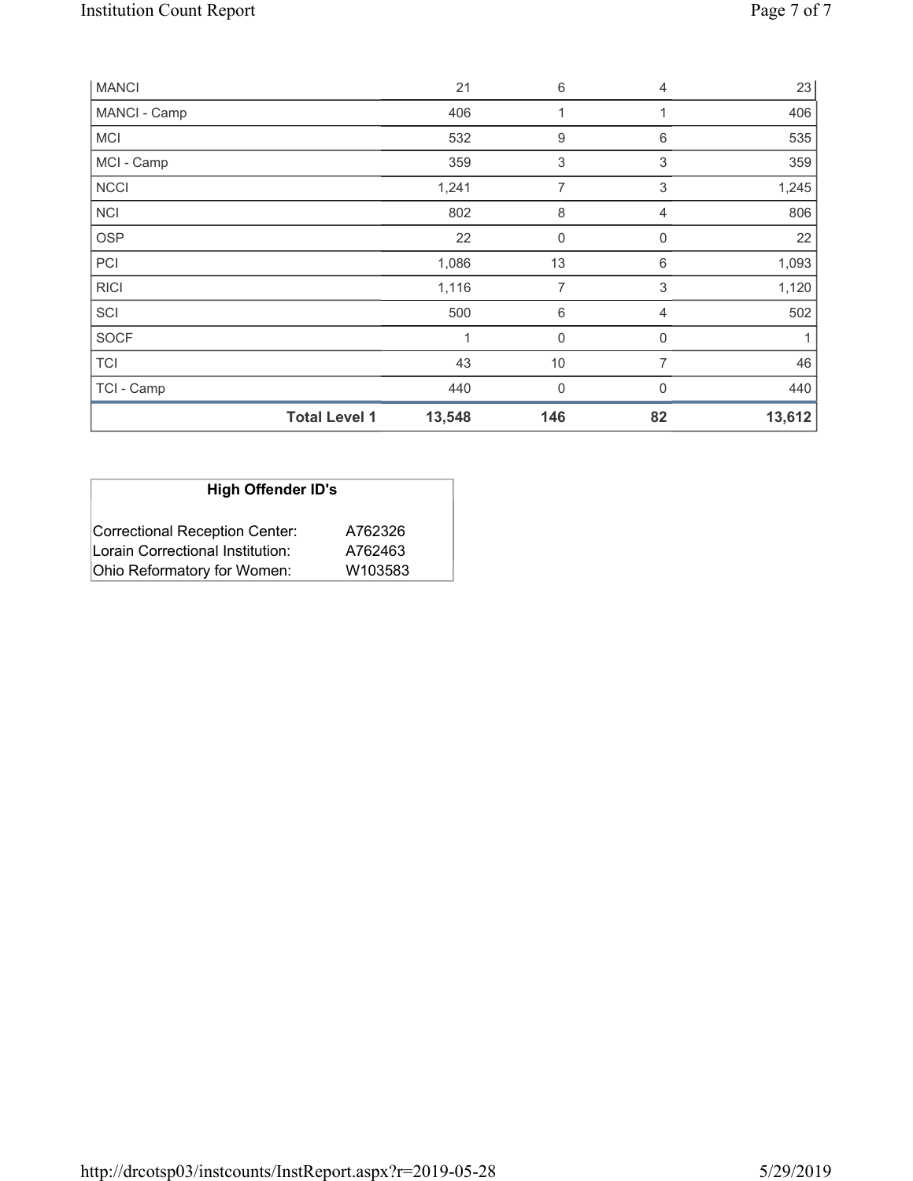| | | | | |
|---|---|---|---|---|
| MANCI | 21 | 6 | 4 | 23 |
| MANCI - Camp | 406 | 1 | 1 | 406 |
| MCI | 532 | 9 | 6 | 535 |
| MCI - Camp | 359 | 3 | 3 | 359 |
| NCCI | 1,241 | 7 | 3 | 1,245 |
| NCI | 802 | 8 | 4 | 806 |
| OSP | 22 | 0 | 0 | 22 |
| PCI | 1,086 | 13 | 6 | 1,093 |
| RICI | 1,116 | 7 | 3 | 1,120 |
| SCI | 500 | 6 | 4 | 502 |
| SOCF | 1 | 0 | 0 | 1 |
| TCI | 43 | 10 | 7 | 46 |
| TCI - Camp | 440 | 0 | 0 | 440 |
| **Total Level 1** | **13,548** | **146** | **82** | **13,612** |

| **High Offender ID's** | |
|---|---|
| Correctional Reception Center: | A762326 |
| Lorain Correctional Institution: | A762463 |
| Ohio Reformatory for Women: | W103583 |